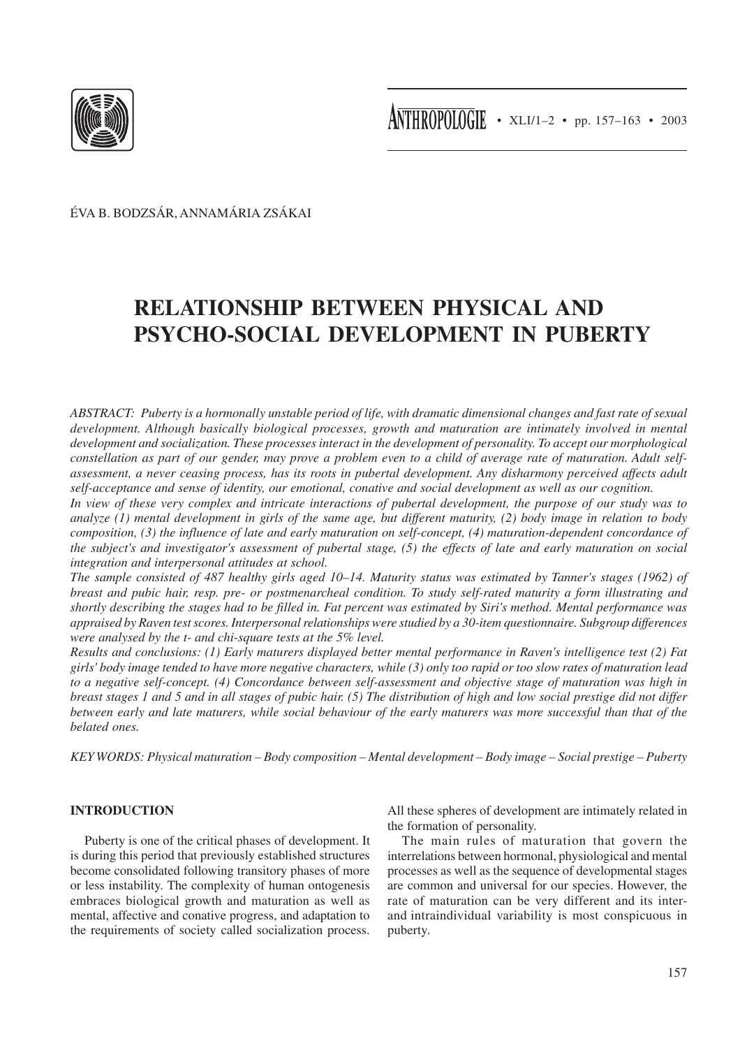ÉVA B. BODZSÁR, ANNAMÁRIA ZSÁKAI

# RELATIONSHIP BETWEEN PHYSICAL AND PSYCHO-SOCIAL DEVELOPMENT IN PUBERTY

*ABSTRACT: Puberty is a hormonally unstable period of life, with dramatic dimensional changes and fast rate of sexual development. Although basically biological processes, growth and maturation are intimately involved in mental development and socialization. These processes interact in the development of personality. To accept our morphological constellation as part of our gender, may prove a problem even to a child of average rate of maturation. Adult self-assessment, a never ceasing process, has its roots in pubertal development. Any disharmony perceived affects adult self-acceptance and sense of identity, our emotional, conative and social development as well as our cognition.*

*In view of these very complex and intricate interactions of pubertal development, the purpose of our study was to analyze (1) mental development in girls of the same age, but different maturity, (2) body image in relation to body composition, (3) the influence of late and early maturation on self-concept, (4) maturation-dependent concordance of the subject's and investigator's assessment of pubertal stage, (5) the effects of late and early maturation on social integration and interpersonal attitudes at school.*

*The sample consisted of 487 healthy girls aged 10–14. Maturity status was estimated by Tanner's stages (1962) of breast and pubic hair, resp. pre- or postmenarcheal condition. To study self-rated maturity a form illustrating and shortly describing the stages had to be filled in. Fat percent was estimated by Siri's method. Mental performance was appraised by Raven test scores. Interpersonal relationships were studied by a 30-item questionnaire. Subgroup differences were analysed by the t- and chi-square tests at the 5% level.*

*Results and conclusions: (1) Early maturers displayed better mental performance in Raven's intelligence test (2) Fat girls' body image tended to have more negative characters, while (3) only too rapid or too slow rates of maturation lead to a negative self-concept. (4) Concordance between self-assessment and objective stage of maturation was high in breast stages 1 and 5 and in all stages of pubic hair. (5) The distribution of high and low social prestige did not differ between early and late maturers, while social behaviour of the early maturers was more successful than that of the belated ones.*

*KEY WORDS: Physical maturation – Body composition – Mental development – Body image – Social prestige – Puberty*

## INTRODUCTION

Puberty is one of the critical phases of development. It is during this period that previously established structures become consolidated following transitory phases of more or less instability. The complexity of human ontogenesis embraces biological growth and maturation as well as mental, affective and conative progress, and adaptation to the requirements of society called socialization process. All these spheres of development are intimately related in the formation of personality.

The main rules of maturation that govern the interrelations between hormonal, physiological and mental processes as well as the sequence of developmental stages are common and universal for our species. However, the rate of maturation can be very different and its inter- and intraindividual variability is most conspicuous in puberty.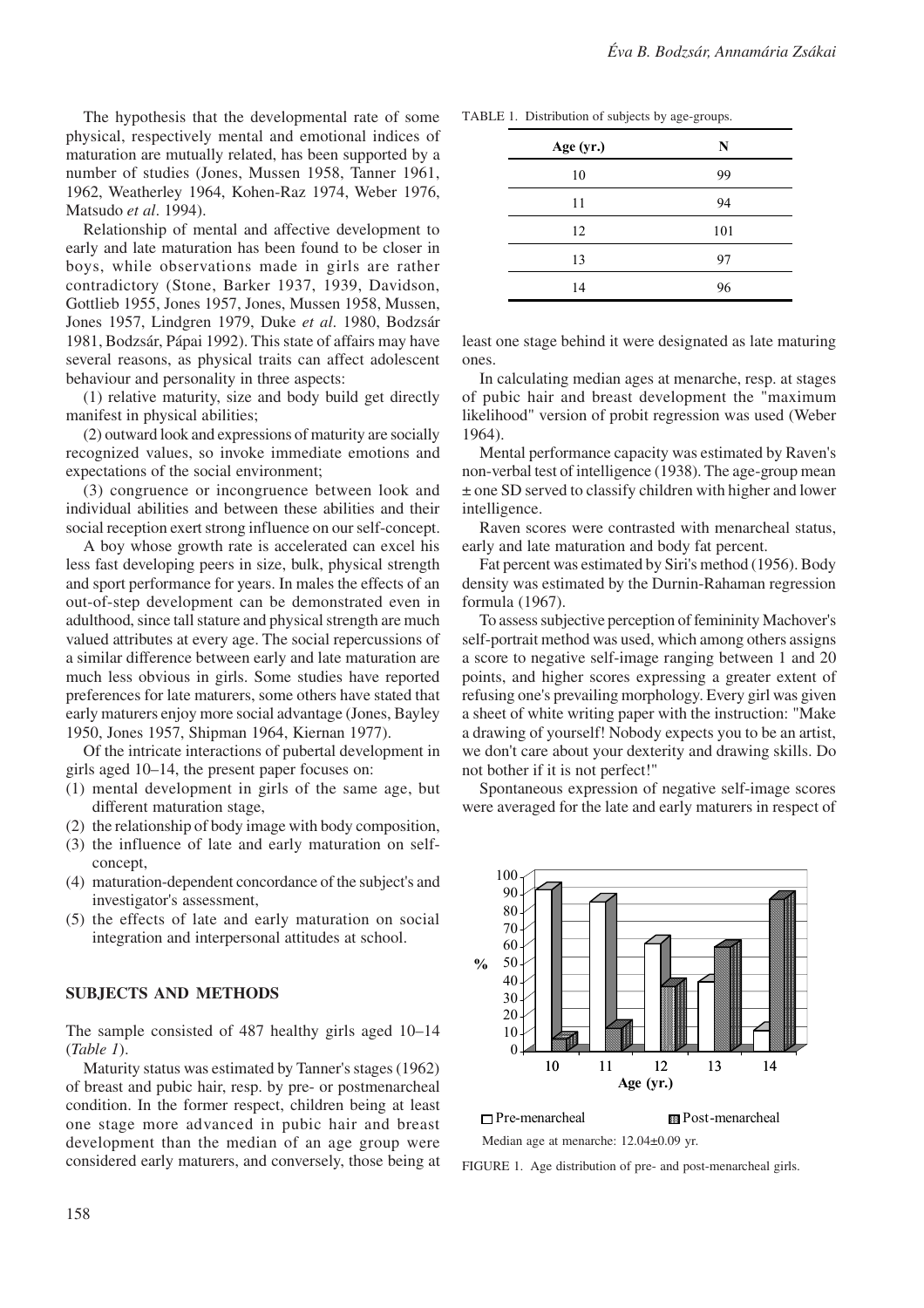The hypothesis that the developmental rate of some physical, respectively mental and emotional indices of maturation are mutually related, has been supported by a number of studies (Jones, Mussen 1958, Tanner 1961, 1962, Weatherley 1964, Kohen-Raz 1974, Weber 1976, Matsudo *et al*. 1994).

Relationship of mental and affective development to early and late maturation has been found to be closer in boys, while observations made in girls are rather contradictory (Stone, Barker 1937, 1939, Davidson, Gottlieb 1955, Jones 1957, Jones, Mussen 1958, Mussen, Jones 1957, Lindgren 1979, Duke *et al*. 1980, Bodzsár 1981, Bodzsár, Pápai 1992). This state of affairs may have several reasons, as physical traits can affect adolescent behaviour and personality in three aspects:

(1) relative maturity, size and body build get directly manifest in physical abilities;

(2) outward look and expressions of maturity are socially recognized values, so invoke immediate emotions and expectations of the social environment;

(3) congruence or incongruence between look and individual abilities and between these abilities and their social reception exert strong influence on our self-concept.

A boy whose growth rate is accelerated can excel his less fast developing peers in size, bulk, physical strength and sport performance for years. In males the effects of an out-of-step development can be demonstrated even in adulthood, since tall stature and physical strength are much valued attributes at every age. The social repercussions of a similar difference between early and late maturation are much less obvious in girls. Some studies have reported preferences for late maturers, some others have stated that early maturers enjoy more social advantage (Jones, Bayley 1950, Jones 1957, Shipman 1964, Kiernan 1977).

Of the intricate interactions of pubertal development in girls aged 10–14, the present paper focuses on:

(1) mental development in girls of the same age, but different maturation stage,
(2) the relationship of body image with body composition,
(3) the influence of late and early maturation on self-concept,
(4) maturation-dependent concordance of the subject's and investigator's assessment,
(5) the effects of late and early maturation on social integration and interpersonal attitudes at school.

## SUBJECTS AND METHODS

The sample consisted of 487 healthy girls aged 10–14 (*Table 1*).

TABLE 1. Distribution of subjects by age-groups.

| Age (yr.) | N |
|---|---|
| 10 | 99 |
| 11 | 94 |
| 12 | 101 |
| 13 | 97 |
| 14 | 96 |

Maturity status was estimated by Tanner's stages (1962) of breast and pubic hair, resp. by pre- or postmenarcheal condition. In the former respect, children being at least one stage more advanced in pubic hair and breast development than the median of an age group were considered early maturers, and conversely, those being at least one stage behind it were designated as late maturing ones.

In calculating median ages at menarche, resp. at stages of pubic hair and breast development the "maximum likelihood" version of probit regression was used (Weber 1964).

Mental performance capacity was estimated by Raven's non-verbal test of intelligence (1938). The age-group mean ± one SD served to classify children with higher and lower intelligence.

Raven scores were contrasted with menarcheal status, early and late maturation and body fat percent.

Fat percent was estimated by Siri's method (1956). Body density was estimated by the Durnin-Rahaman regression formula (1967).

To assess subjective perception of femininity Machover's self-portrait method was used, which among others assigns a score to negative self-image ranging between 1 and 20 points, and higher scores expressing a greater extent of refusing one's prevailing morphology. Every girl was given a sheet of white writing paper with the instruction: "Make a drawing of yourself! Nobody expects you to be an artist, we don't care about your dexterity and drawing skills. Do not bother if it is not perfect!"

Spontaneous expression of negative self-image scores were averaged for the late and early maturers in respect of

Median age at menarche: 12.04±0.09 yr.

FIGURE 1. Age distribution of pre- and post-menarcheal girls.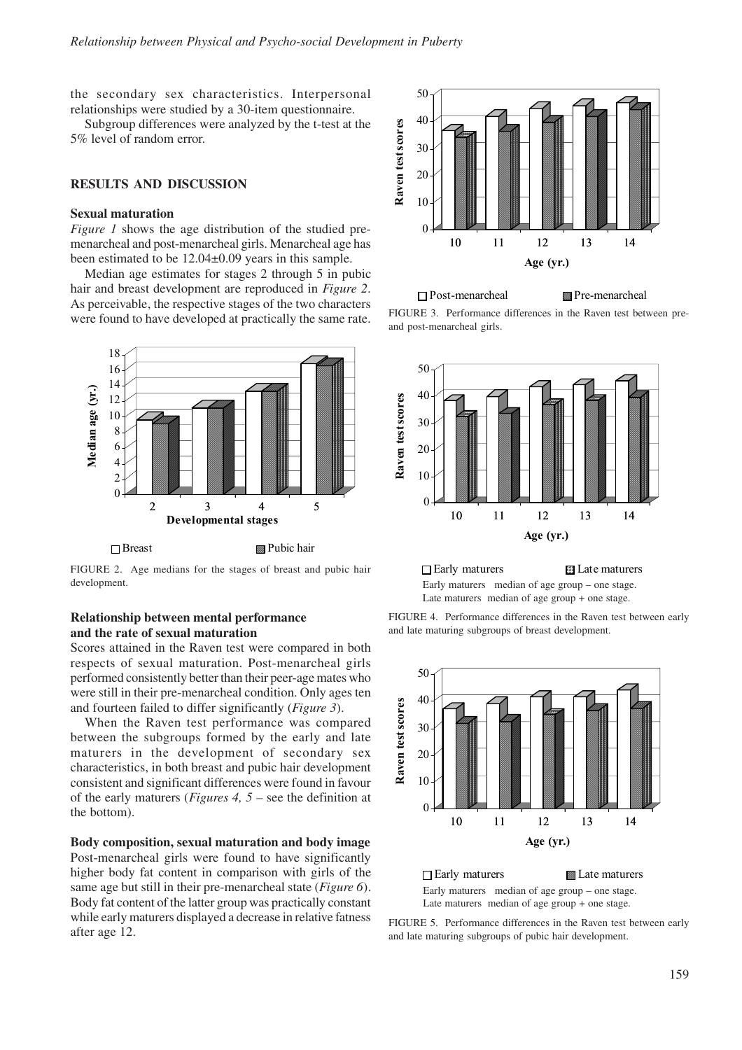the secondary sex characteristics. Interpersonal relationships were studied by a 30-item questionnaire.

Subgroup differences were analyzed by the t-test at the 5% level of random error.

## RESULTS AND DISCUSSION

### Sexual maturation

*Figure 1* shows the age distribution of the studied pre-menarcheal and post-menarcheal girls. Menarcheal age has been estimated to be 12.04±0.09 years in this sample.

Median age estimates for stages 2 through 5 in pubic hair and breast development are reproduced in *Figure 2*. As perceivable, the respective stages of the two characters were found to have developed at practically the same rate.

FIGURE 2. Age medians for the stages of breast and pubic hair development.

### Relationship between mental performance and the rate of sexual maturation

Scores attained in the Raven test were compared in both respects of sexual maturation. Post-menarcheal girls performed consistently better than their peer-age mates who were still in their pre-menarcheal condition. Only ages ten and fourteen failed to differ significantly (*Figure 3*).

When the Raven test performance was compared between the subgroups formed by the early and late maturers in the development of secondary sex characteristics, in both breast and pubic hair development consistent and significant differences were found in favour of the early maturers (*Figures 4, 5* – see the definition at the bottom).

### Body composition, sexual maturation and body image

Post-menarcheal girls were found to have significantly higher body fat content in comparison with girls of the same age but still in their pre-menarcheal state (*Figure 6*). Body fat content of the latter group was practically constant while early maturers displayed a decrease in relative fatness after age 12.

FIGURE 3. Performance differences in the Raven test between pre- and post-menarcheal girls.

Early maturers median of age group – one stage.
Late maturers median of age group + one stage.

FIGURE 4. Performance differences in the Raven test between early and late maturing subgroups of breast development.

Early maturers median of age group – one stage.
Late maturers median of age group + one stage.

FIGURE 5. Performance differences in the Raven test between early and late maturing subgroups of pubic hair development.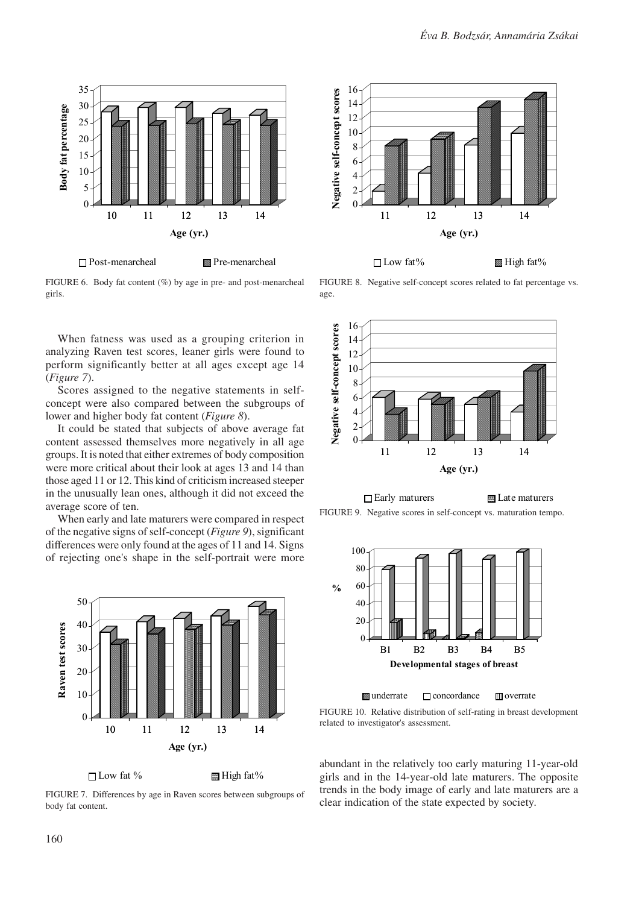FIGURE 6. Body fat content (%) by age in pre- and post-menarcheal girls.

FIGURE 8. Negative self-concept scores related to fat percentage vs. age.

When fatness was used as a grouping criterion in analyzing Raven test scores, leaner girls were found to perform significantly better at all ages except age 14 (*Figure 7*).

Scores assigned to the negative statements in self-concept were also compared between the subgroups of lower and higher body fat content (*Figure 8*).

It could be stated that subjects of above average fat content assessed themselves more negatively in all age groups. It is noted that either extremes of body composition were more critical about their look at ages 13 and 14 than those aged 11 or 12. This kind of criticism increased steeper in the unusually lean ones, although it did not exceed the average score of ten.

When early and late maturers were compared in respect of the negative signs of self-concept (*Figure 9*), significant differences were only found at the ages of 11 and 14. Signs of rejecting one's shape in the self-portrait were more abundant in the relatively too early maturing 11-year-old girls and in the 14-year-old late maturers. The opposite trends in the body image of early and late maturers are a clear indication of the state expected by society.

FIGURE 7. Differences by age in Raven scores between subgroups of body fat content.

FIGURE 9. Negative scores in self-concept vs. maturation tempo.

FIGURE 10. Relative distribution of self-rating in breast development related to investigator's assessment.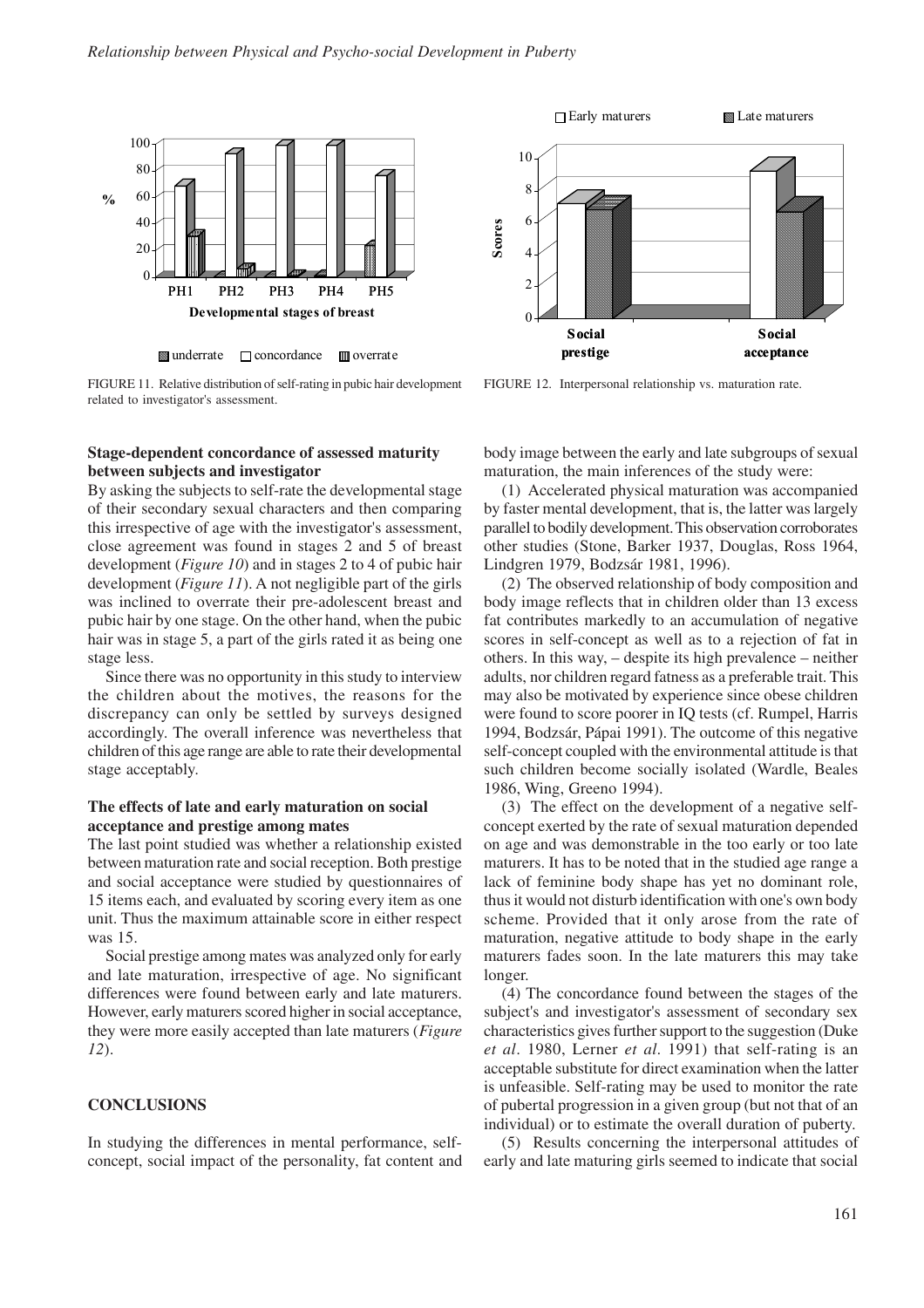FIGURE 11. Relative distribution of self-rating in pubic hair development related to investigator's assessment.

FIGURE 12. Interpersonal relationship vs. maturation rate.

### Stage-dependent concordance of assessed maturity between subjects and investigator

By asking the subjects to self-rate the developmental stage of their secondary sexual characters and then comparing this irrespective of age with the investigator's assessment, close agreement was found in stages 2 and 5 of breast development (*Figure 10*) and in stages 2 to 4 of pubic hair development (*Figure 11*). A not negligible part of the girls was inclined to overrate their pre-adolescent breast and pubic hair by one stage. On the other hand, when the pubic hair was in stage 5, a part of the girls rated it as being one stage less.

Since there was no opportunity in this study to interview the children about the motives, the reasons for the discrepancy can only be settled by surveys designed accordingly. The overall inference was nevertheless that children of this age range are able to rate their developmental stage acceptably.

### The effects of late and early maturation on social acceptance and prestige among mates

The last point studied was whether a relationship existed between maturation rate and social reception. Both prestige and social acceptance were studied by questionnaires of 15 items each, and evaluated by scoring every item as one unit. Thus the maximum attainable score in either respect was 15.

Social prestige among mates was analyzed only for early and late maturation, irrespective of age. No significant differences were found between early and late maturers. However, early maturers scored higher in social acceptance, they were more easily accepted than late maturers (*Figure 12*).

## CONCLUSIONS

In studying the differences in mental performance, self-concept, social impact of the personality, fat content and body image between the early and late subgroups of sexual maturation, the main inferences of the study were:

(1) Accelerated physical maturation was accompanied by faster mental development, that is, the latter was largely parallel to bodily development. This observation corroborates other studies (Stone, Barker 1937, Douglas, Ross 1964, Lindgren 1979, Bodzsár 1981, 1996).

(2) The observed relationship of body composition and body image reflects that in children older than 13 excess fat contributes markedly to an accumulation of negative scores in self-concept as well as to a rejection of fat in others. In this way, – despite its high prevalence – neither adults, nor children regard fatness as a preferable trait. This may also be motivated by experience since obese children were found to score poorer in IQ tests (cf. Rumpel, Harris 1994, Bodzsár, Pápai 1991). The outcome of this negative self-concept coupled with the environmental attitude is that such children become socially isolated (Wardle, Beales 1986, Wing, Greeno 1994).

(3) The effect on the development of a negative self-concept exerted by the rate of sexual maturation depended on age and was demonstrable in the too early or too late maturers. It has to be noted that in the studied age range a lack of feminine body shape has yet no dominant role, thus it would not disturb identification with one's own body scheme. Provided that it only arose from the rate of maturation, negative attitude to body shape in the early maturers fades soon. In the late maturers this may take longer.

(4) The concordance found between the stages of the subject's and investigator's assessment of secondary sex characteristics gives further support to the suggestion (Duke *et al*. 1980, Lerner *et al*. 1991) that self-rating is an acceptable substitute for direct examination when the latter is unfeasible. Self-rating may be used to monitor the rate of pubertal progression in a given group (but not that of an individual) or to estimate the overall duration of puberty.

(5) Results concerning the interpersonal attitudes of early and late maturing girls seemed to indicate that social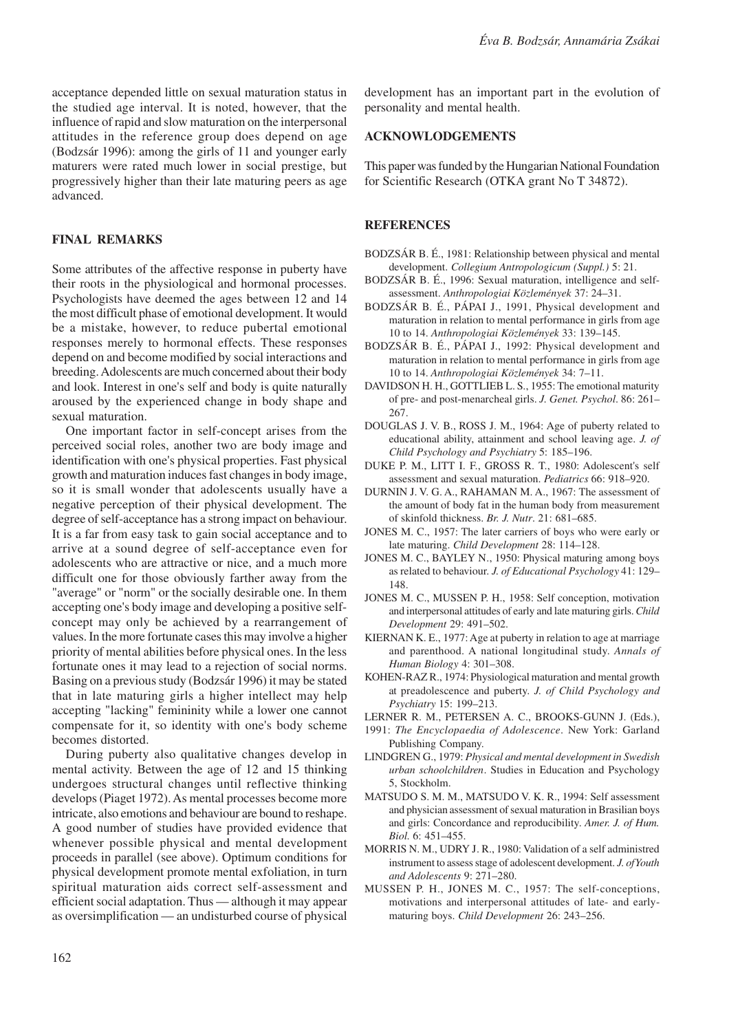acceptance depended little on sexual maturation status in the studied age interval. It is noted, however, that the influence of rapid and slow maturation on the interpersonal attitudes in the reference group does depend on age (Bodzsár 1996): among the girls of 11 and younger early maturers were rated much lower in social prestige, but progressively higher than their late maturing peers as age advanced.

## FINAL REMARKS

Some attributes of the affective response in puberty have their roots in the physiological and hormonal processes. Psychologists have deemed the ages between 12 and 14 the most difficult phase of emotional development. It would be a mistake, however, to reduce pubertal emotional responses merely to hormonal effects. These responses depend on and become modified by social interactions and breeding. Adolescents are much concerned about their body and look. Interest in one's self and body is quite naturally aroused by the experienced change in body shape and sexual maturation.

One important factor in self-concept arises from the perceived social roles, another two are body image and identification with one's physical properties. Fast physical growth and maturation induces fast changes in body image, so it is small wonder that adolescents usually have a negative perception of their physical development. The degree of self-acceptance has a strong impact on behaviour. It is a far from easy task to gain social acceptance and to arrive at a sound degree of self-acceptance even for adolescents who are attractive or nice, and a much more difficult one for those obviously farther away from the "average" or "norm" or the socially desirable one. In them accepting one's body image and developing a positive self-concept may only be achieved by a rearrangement of values. In the more fortunate cases this may involve a higher priority of mental abilities before physical ones. In the less fortunate ones it may lead to a rejection of social norms. Basing on a previous study (Bodzsár 1996) it may be stated that in late maturing girls a higher intellect may help accepting "lacking" femininity while a lower one cannot compensate for it, so identity with one's body scheme becomes distorted.

During puberty also qualitative changes develop in mental activity. Between the age of 12 and 15 thinking undergoes structural changes until reflective thinking develops (Piaget 1972). As mental processes become more intricate, also emotions and behaviour are bound to reshape. A good number of studies have provided evidence that whenever possible physical and mental development proceeds in parallel (see above). Optimum conditions for physical development promote mental exfoliation, in turn spiritual maturation aids correct self-assessment and efficient social adaptation. Thus — although it may appear as oversimplification — an undisturbed course of physical development has an important part in the evolution of personality and mental health.

## ACKNOWLEDGEMENTS

This paper was funded by the Hungarian National Foundation for Scientific Research (OTKA grant No T 34872).

## REFERENCES

BODZSÁR B. É., 1981: Relationship between physical and mental development. *Collegium Antropologicum (Suppl.)* 5: 21.

BODZSÁR B. É., 1996: Sexual maturation, intelligence and self-assessment. *Anthropologiai Közlemények* 37: 24–31.

BODZSÁR B. É., PÁPAI J., 1991, Physical development and maturation in relation to mental performance in girls from age 10 to 14. *Anthropologiai Közlemények* 33: 139–145.

BODZSÁR B. É., PÁPAI J., 1992: Physical development and maturation in relation to mental performance in girls from age 10 to 14. *Anthropologiai Közlemények* 34: 7–11.

DAVIDSON H. H., GOTTLIEB L. S., 1955: The emotional maturity of pre- and post-menarcheal girls. *J. Genet. Psychol*. 86: 261–267.

DOUGLAS J. V. B., ROSS J. M., 1964: Age of puberty related to educational ability, attainment and school leaving age. *J. of Child Psychology and Psychiatry* 5: 185–196.

DUKE P. M., LITT I. F., GROSS R. T., 1980: Adolescent's self assessment and sexual maturation. *Pediatrics* 66: 918–920.

DURNIN J. V. G. A., RAHAMAN M. A., 1967: The assessment of the amount of body fat in the human body from measurement of skinfold thickness. *Br. J. Nutr*. 21: 681–685.

JONES M. C., 1957: The later carriers of boys who were early or late maturing. *Child Development* 28: 114–128.

JONES M. C., BAYLEY N., 1950: Physical maturing among boys as related to behaviour. *J. of Educational Psychology* 41: 129–148.

JONES M. C., MUSSEN P. H., 1958: Self conception, motivation and interpersonal attitudes of early and late maturing girls. *Child Development* 29: 491–502.

KIERNAN K. E., 1977: Age at puberty in relation to age at marriage and parenthood. A national longitudinal study. *Annals of Human Biology* 4: 301–308.

KOHEN-RAZ R., 1974: Physiological maturation and mental growth at preadolescence and puberty. *J. of Child Psychology and Psychiatry* 15: 199–213.

LERNER R. M., PETERSEN A. C., BROOKS-GUNN J. (Eds.), 1991: *The Encyclopaedia of Adolescence*. New York: Garland Publishing Company.

LINDGREN G., 1979: *Physical and mental development in Swedish urban schoolchildren*. Studies in Education and Psychology 5, Stockholm.

MATSUDO S. M. M., MATSUDO V. K. R., 1994: Self assessment and physician assessment of sexual maturation in Brasilian boys and girls: Concordance and reproducibility. *Amer. J. of Hum. Biol.* 6: 451–455.

MORRIS N. M., UDRY J. R., 1980: Validation of a self administred instrument to assess stage of adolescent development. *J. of Youth and Adolescents* 9: 271–280.

MUSSEN P. H., JONES M. C., 1957: The self-conceptions, motivations and interpersonal attitudes of late- and early-maturing boys. *Child Development* 26: 243–256.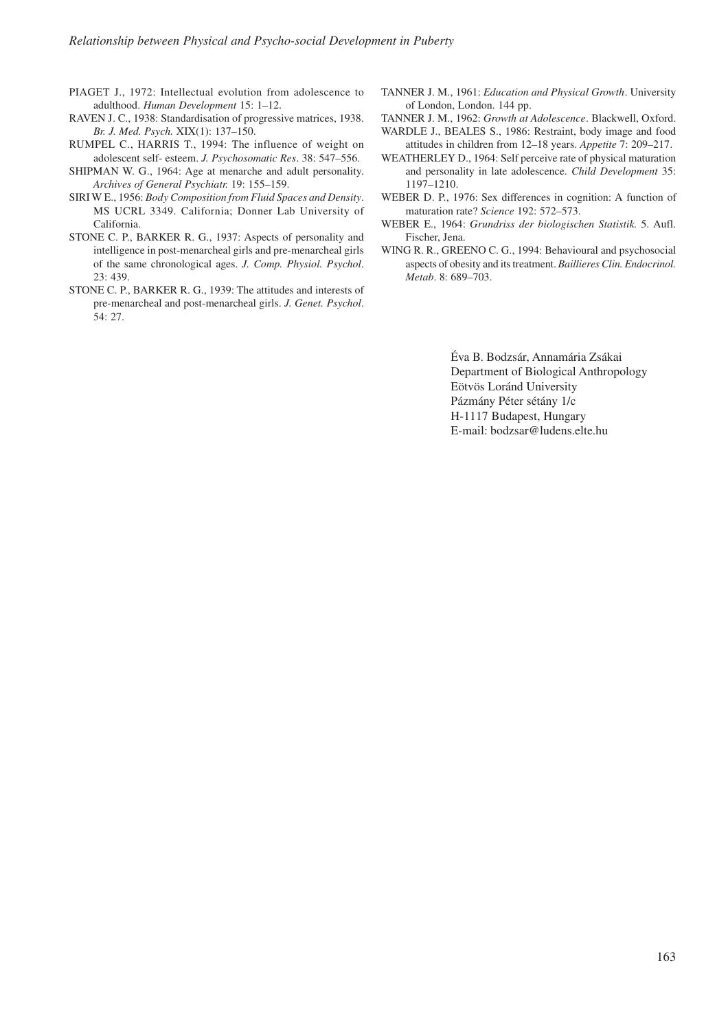PIAGET J., 1972: Intellectual evolution from adolescence to adulthood. *Human Development* 15: 1–12.

RAVEN J. C., 1938: Standardisation of progressive matrices, 1938. *Br. J. Med. Psych.* XIX(1): 137–150.

RUMPEL C., HARRIS T., 1994: The influence of weight on adolescent self- esteem. *J. Psychosomatic Res*. 38: 547–556.

SHIPMAN W. G., 1964: Age at menarche and adult personality. *Archives of General Psychiatr.* 19: 155–159.

SIRI W E., 1956: *Body Composition from Fluid Spaces and Density*. MS UCRL 3349. California; Donner Lab University of California.

STONE C. P., BARKER R. G., 1937: Aspects of personality and intelligence in post-menarcheal girls and pre-menarcheal girls of the same chronological ages. *J. Comp. Physiol. Psychol*. 23: 439.

STONE C. P., BARKER R. G., 1939: The attitudes and interests of pre-menarcheal and post-menarcheal girls. *J. Genet. Psychol*. 54: 27.

TANNER J. M., 1961: *Education and Physical Growth*. University of London, London. 144 pp.

TANNER J. M., 1962: *Growth at Adolescence*. Blackwell, Oxford.

WARDLE J., BEALES S., 1986: Restraint, body image and food attitudes in children from 12–18 years. *Appetite* 7: 209–217.

WEATHERLEY D., 1964: Self perceive rate of physical maturation and personality in late adolescence. *Child Development* 35: 1197–1210.

WEBER D. P., 1976: Sex differences in cognition: A function of maturation rate? *Science* 192: 572–573.

WEBER E., 1964: *Grundriss der biologischen Statistik.* 5. Aufl. Fischer, Jena.

WING R. R., GREENO C. G., 1994: Behavioural and psychosocial aspects of obesity and its treatment. *Baillieres Clin. Endocrinol. Metab*. 8: 689–703.

Éva B. Bodzsár, Annamária Zsákai
Department of Biological Anthropology
Eötvös Loránd University
Pázmány Péter sétány 1/c
H-1117 Budapest, Hungary
E-mail: bodzsar@ludens.elte.hu